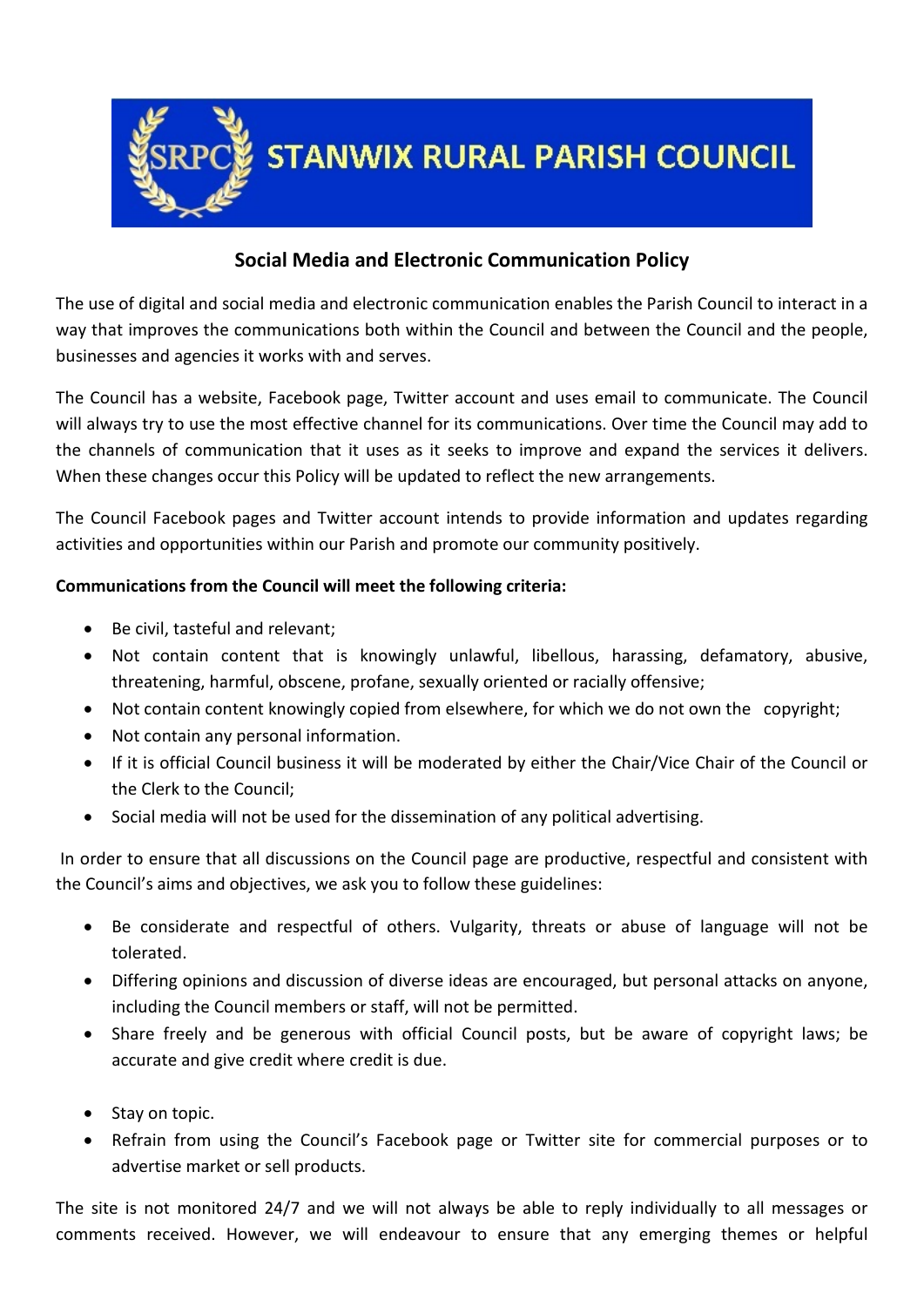# STANWIX RURAL PARISH COUNCIL

## Social Media and Electronic Communication Policy

The use of digital and social media and electronic communication enables the Parish Council to interact in a way that improves the communications both within the Council and between the Council and the people, businesses and agencies it works with and serves.

The Council has a website, Facebook page, Twitter account and uses email to communicate. The Council will always try to use the most effective channel for its communications. Over time the Council may add to the channels of communication that it uses as it seeks to improve and expand the services it delivers. When these changes occur this Policy will be updated to reflect the new arrangements.

The Council Facebook pages and Twitter account intends to provide information and updates regarding activities and opportunities within our Parish and promote our community positively.

**Communications from the Council will meet the following criteria:**

- Be civil, tasteful and relevant;
- Not contain content that is knowingly unlawful, libellous, harassing, defamatory, abusive, threatening, harmful, obscene, profane, sexually oriented or racially offensive;
- Not contain content knowingly copied from elsewhere, for which we do not own the copyright;
- Not contain any personal information.
- If it is official Council business it will be moderated by either the Chair/Vice Chair of the Council or the Clerk to the Council;
- Social media will not be used for the dissemination of any political advertising.

In order to ensure that all discussions on the Council page are productive, respectful and consistent with the Council's aims and objectives, we ask you to follow these guidelines:

- Be considerate and respectful of others. Vulgarity, threats or abuse of language will not be tolerated.
- Differing opinions and discussion of diverse ideas are encouraged, but personal attacks on anyone, including the Council members or staff, will not be permitted.
- Share freely and be generous with official Council posts, but be aware of copyright laws; be accurate and give credit where credit is due.
- Stay on topic.
- Refrain from using the Council's Facebook page or Twitter site for commercial purposes or to advertise market or sell products.

The site is not monitored 24/7 and we will not always be able to reply individually to all messages or comments received. However, we will endeavour to ensure that any emerging themes or helpful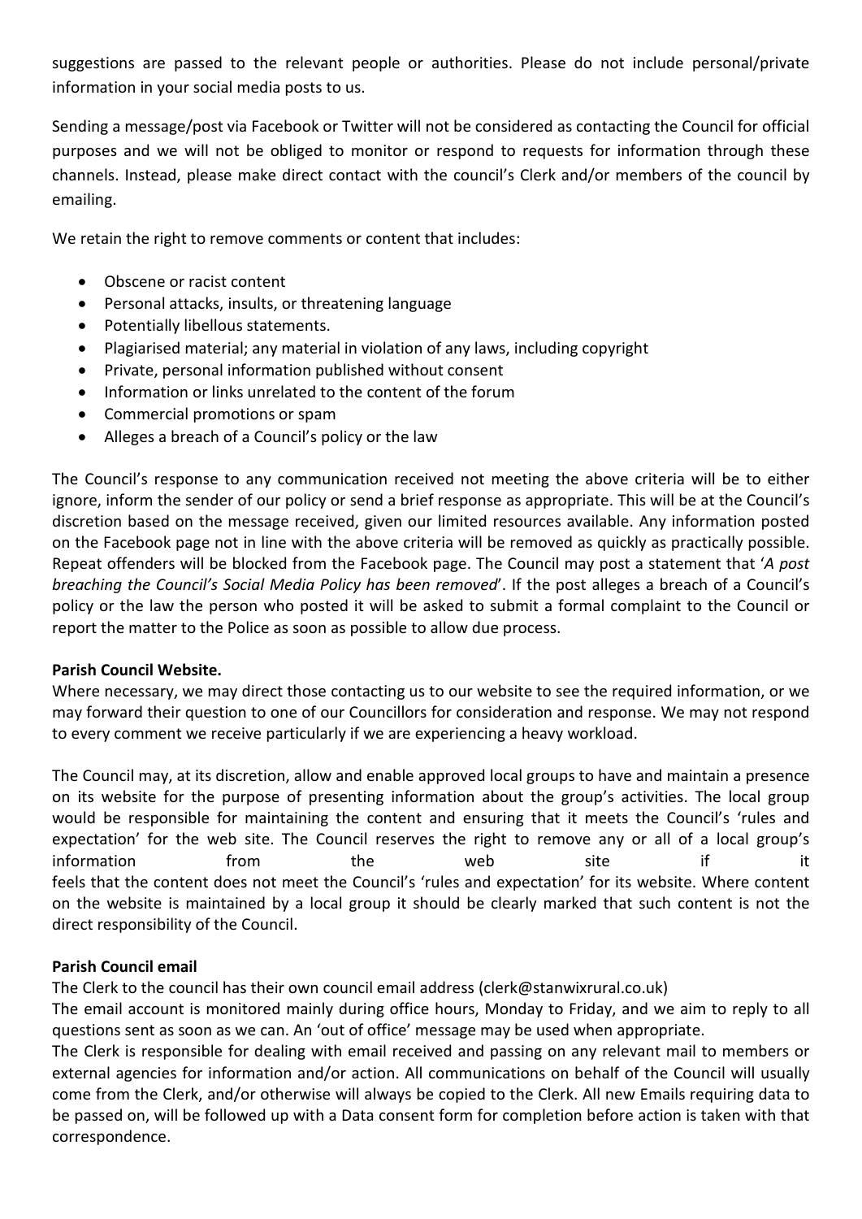suggestions are passed to the relevant people or authorities. Please do not include personal/private information in your social media posts to us.

Sending a message/post via Facebook or Twitter will not be considered as contacting the Council for official purposes and we will not be obliged to monitor or respond to requests for information through these channels. Instead, please make direct contact with the council's Clerk and/or members of the council by emailing.

We retain the right to remove comments or content that includes:

- Obscene or racist content
- Personal attacks, insults, or threatening language
- Potentially libellous statements.
- Plagiarised material; any material in violation of any laws, including copyright
- Private, personal information published without consent
- Information or links unrelated to the content of the forum
- Commercial promotions or spam
- Alleges a breach of a Council's policy or the law

The Council's response to any communication received not meeting the above criteria will be to either ignore, inform the sender of our policy or send a brief response as appropriate. This will be at the Council's discretion based on the message received, given our limited resources available. Any information posted on the Facebook page not in line with the above criteria will be removed as quickly as practically possible. Repeat offenders will be blocked from the Facebook page. The Council may post a statement that '*A post breaching the Council's Social Media Policy has been removed*'. If the post alleges a breach of a Council's policy or the law the person who posted it will be asked to submit a formal complaint to the Council or report the matter to the Police as soon as possible to allow due process.

**Parish Council Website.**

Where necessary, we may direct those contacting us to our website to see the required information, or we may forward their question to one of our Councillors for consideration and response. We may not respond to every comment we receive particularly if we are experiencing a heavy workload.

The Council may, at its discretion, allow and enable approved local groups to have and maintain a presence on its website for the purpose of presenting information about the group's activities. The local group would be responsible for maintaining the content and ensuring that it meets the Council's 'rules and expectation' for the web site. The Council reserves the right to remove any or all of a local group's information from the web site if it feels that the content does not meet the Council's 'rules and expectation' for its website. Where content on the website is maintained by a local group it should be clearly marked that such content is not the direct responsibility of the Council.

**Parish Council email**

The Clerk to the council has their own council email address (clerk@stanwixrural.co.uk)

The email account is monitored mainly during office hours, Monday to Friday, and we aim to reply to all questions sent as soon as we can. An 'out of office' message may be used when appropriate.

The Clerk is responsible for dealing with email received and passing on any relevant mail to members or external agencies for information and/or action. All communications on behalf of the Council will usually come from the Clerk, and/or otherwise will always be copied to the Clerk. All new Emails requiring data to be passed on, will be followed up with a Data consent form for completion before action is taken with that correspondence.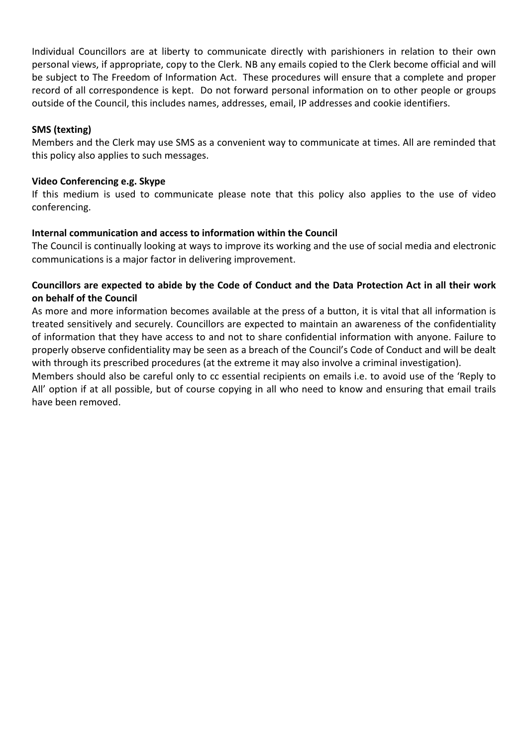Individual Councillors are at liberty to communicate directly with parishioners in relation to their own personal views, if appropriate, copy to the Clerk. NB any emails copied to the Clerk become official and will be subject to The Freedom of Information Act. These procedures will ensure that a complete and proper record of all correspondence is kept. Do not forward personal information on to other people or groups outside of the Council, this includes names, addresses, email, IP addresses and cookie identifiers.

**SMS (texting)**

Members and the Clerk may use SMS as a convenient way to communicate at times. All are reminded that this policy also applies to such messages.

**Video Conferencing e.g. Skype**

If this medium is used to communicate please note that this policy also applies to the use of video conferencing.

**Internal communication and access to information within the Council**

The Council is continually looking at ways to improve its working and the use of social media and electronic communications is a major factor in delivering improvement.

**Councillors are expected to abide by the Code of Conduct and the Data Protection Act in all their work on behalf of the Council**

As more and more information becomes available at the press of a button, it is vital that all information is treated sensitively and securely. Councillors are expected to maintain an awareness of the confidentiality of information that they have access to and not to share confidential information with anyone. Failure to properly observe confidentiality may be seen as a breach of the Council's Code of Conduct and will be dealt with through its prescribed procedures (at the extreme it may also involve a criminal investigation).

Members should also be careful only to cc essential recipients on emails i.e. to avoid use of the 'Reply to All' option if at all possible, but of course copying in all who need to know and ensuring that email trails have been removed.